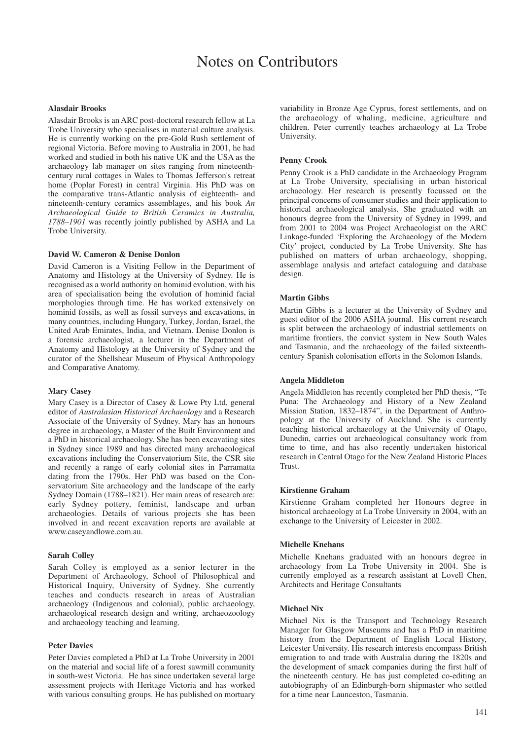# Notes on Contributors

**Alasdair Brooks**

Alasdair Brooks is an ARC post-doctoral research fellow at La Trobe University who specialises in material culture analysis. He is currently working on the pre-Gold Rush settlement of regional Victoria. Before moving to Australia in 2001, he had worked and studied in both his native UK and the USA as the archaeology lab manager on sites ranging from nineteenth-century rural cottages in Wales to Thomas Jefferson's retreat home (Poplar Forest) in central Virginia. His PhD was on the comparative trans-Atlantic analysis of eighteenth- and nineteenth-century ceramics assemblages, and his book *An Archaeological Guide to British Ceramics in Australia, 1788–1901* was recently jointly published by ASHA and La Trobe University.

**David W. Cameron & Denise Donlon**

David Cameron is a Visiting Fellow in the Department of Anatomy and Histology at the University of Sydney. He is recognised as a world authority on hominid evolution, with his area of specialisation being the evolution of hominid facial morphologies through time. He has worked extensively on hominid fossils, as well as fossil surveys and excavations, in many countries, including Hungary, Turkey, Jordan, Israel, the United Arab Emirates, India, and Vietnam. Denise Donlon is a forensic archaeologist, a lecturer in the Department of Anatomy and Histology at the University of Sydney and the curator of the Shellshear Museum of Physical Anthropology and Comparative Anatomy.

**Mary Casey**

Mary Casey is a Director of Casey & Lowe Pty Ltd, general editor of *Australasian Historical Archaeology* and a Research Associate of the University of Sydney. Mary has an honours degree in archaeology, a Master of the Built Environment and a PhD in historical archaeology. She has been excavating sites in Sydney since 1989 and has directed many archaeological excavations including the Conservatorium Site, the CSR site and recently a range of early colonial sites in Parramatta dating from the 1790s. Her PhD was based on the Conservatorium Site archaeology and the landscape of the early Sydney Domain (1788–1821). Her main areas of research are: early Sydney pottery, feminist, landscape and urban archaeologies. Details of various projects she has been involved in and recent excavation reports are available at www.caseyandlowe.com.au.

**Sarah Colley**

Sarah Colley is employed as a senior lecturer in the Department of Archaeology, School of Philosophical and Historical Inquiry, University of Sydney. She currently teaches and conducts research in areas of Australian archaeology (Indigenous and colonial), public archaeology, archaeological research design and writing, archaeozoology and archaeology teaching and learning.

**Peter Davies**

Peter Davies completed a PhD at La Trobe University in 2001 on the material and social life of a forest sawmill community in south-west Victoria. He has since undertaken several large assessment projects with Heritage Victoria and has worked with various consulting groups. He has published on mortuary variability in Bronze Age Cyprus, forest settlements, and on the archaeology of whaling, medicine, agriculture and children. Peter currently teaches archaeology at La Trobe University.

**Penny Crook**

Penny Crook is a PhD candidate in the Archaeology Program at La Trobe University, specialising in urban historical archaeology. Her research is presently focussed on the principal concerns of consumer studies and their application to historical archaeological analysis. She graduated with an honours degree from the University of Sydney in 1999, and from 2001 to 2004 was Project Archaeologist on the ARC Linkage-funded 'Exploring the Archaeology of the Modern City' project, conducted by La Trobe University. She has published on matters of urban archaeology, shopping, assemblage analysis and artefact cataloguing and database design.

**Martin Gibbs**

Martin Gibbs is a lecturer at the University of Sydney and guest editor of the 2006 ASHA journal. His current research is split between the archaeology of industrial settlements on maritime frontiers, the convict system in New South Wales and Tasmania, and the archaeology of the failed sixteenth-century Spanish colonisation efforts in the Solomon Islands.

**Angela Middleton**

Angela Middleton has recently completed her PhD thesis, "Te Puna: The Archaeology and History of a New Zealand Mission Station, 1832–1874", in the Department of Anthropology at the University of Auckland. She is currently teaching historical archaeology at the University of Otago, Dunedin, carries out archaeological consultancy work from time to time, and has also recently undertaken historical research in Central Otago for the New Zealand Historic Places Trust.

**Kirstienne Graham**

Kirstienne Graham completed her Honours degree in historical archaeology at La Trobe University in 2004, with an exchange to the University of Leicester in 2002.

**Michelle Knehans**

Michelle Knehans graduated with an honours degree in archaeology from La Trobe University in 2004. She is currently employed as a research assistant at Lovell Chen, Architects and Heritage Consultants

**Michael Nix**

Michael Nix is the Transport and Technology Research Manager for Glasgow Museums and has a PhD in maritime history from the Department of English Local History, Leicester University. His research interests encompass British emigration to and trade with Australia during the 1820s and the development of smack companies during the first half of the nineteenth century. He has just completed co-editing an autobiography of an Edinburgh-born shipmaster who settled for a time near Launceston, Tasmania.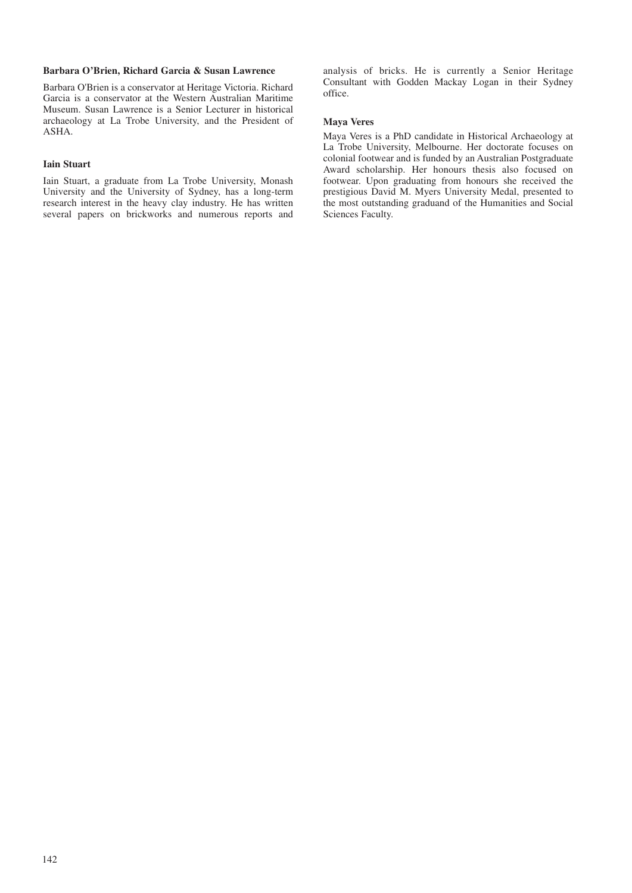**Barbara O'Brien, Richard Garcia & Susan Lawrence**

Barbara O'Brien is a conservator at Heritage Victoria. Richard Garcia is a conservator at the Western Australian Maritime Museum. Susan Lawrence is a Senior Lecturer in historical archaeology at La Trobe University, and the President of ASHA.

**Iain Stuart**

Iain Stuart, a graduate from La Trobe University, Monash University and the University of Sydney, has a long-term research interest in the heavy clay industry. He has written several papers on brickworks and numerous reports and analysis of bricks. He is currently a Senior Heritage Consultant with Godden Mackay Logan in their Sydney office.

**Maya Veres**

Maya Veres is a PhD candidate in Historical Archaeology at La Trobe University, Melbourne. Her doctorate focuses on colonial footwear and is funded by an Australian Postgraduate Award scholarship. Her honours thesis also focused on footwear. Upon graduating from honours she received the prestigious David M. Myers University Medal, presented to the most outstanding graduand of the Humanities and Social Sciences Faculty.